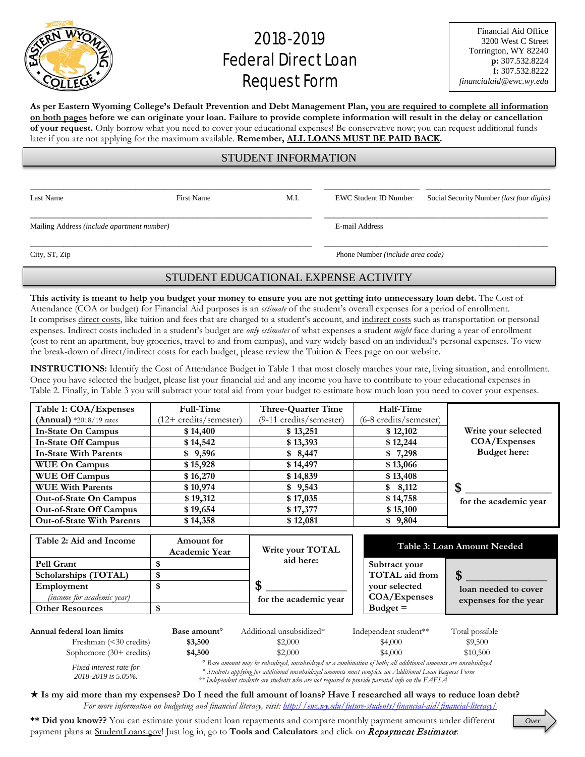# 2018-2019 Federal Direct Loan Request Form

Financial Aid Office
3200 West C Street
Torrington, WY 82240
**p:** 307.532.8224
**f:** 307.532.8222
*financialaid@ewc.wy.edu*

**As per Eastern Wyoming College's Default Prevention and Debt Management Plan, <u>you are required to complete all information on both pages</u> before we can originate your loan. Failure to provide complete information will result in the delay or cancellation of your request.** Only borrow what you need to cover your educational expenses! Be conservative now; you can request additional funds later if you are not applying for the maximum available. **Remember, <u>ALL LOANS MUST BE PAID BACK</u>.**

## STUDENT INFORMATION

| | | | | |
|---|---|---|---|---|
| Last Name | First Name | M.I. | EWC Student ID Number | Social Security Number *(last four digits)* |
| Mailing Address *(include apartment number)* | | | E-mail Address | |
| City, ST, Zip | | | Phone Number *(include area code)* | |

## STUDENT EDUCATIONAL EXPENSE ACTIVITY

**<u>This activity is meant to help you budget your money to ensure you are not getting into unnecessary loan debt.</u>** The Cost of Attendance (COA or budget) for Financial Aid purposes is an *estimate* of the student's overall expenses for a period of enrollment. It comprises <u>direct costs</u>, like tuition and fees that are charged to a student's account, and <u>indirect costs</u> such as transportation or personal expenses. Indirect costs included in a student's budget are *only estimates* of what expenses a student *might* face during a year of enrollment (cost to rent an apartment, buy groceries, travel to and from campus), and vary widely based on an individual's personal expenses. To view the break-down of direct/indirect costs for each budget, please review the Tuition & Fees page on our website.

**INSTRUCTIONS:** Identify the Cost of Attendance Budget in Table 1 that most closely matches your rate, living situation, and enrollment. Once you have selected the budget, please list your financial aid and any income you have to contribute to your educational expenses in Table 2. Finally, in Table 3 you will subtract your total aid from your budget to estimate how much loan you need to cover your expenses.

| **Table 1: COA/Expenses (Annual)** *2018/19 rates | **Full-Time** (12+ credits/semester) | **Three-Quarter Time** (9-11 credits/semester) | **Half-Time** (6-8 credits/semester) |
|---|---|---|---|
| **In-State On Campus** | **$ 14,400** | **$ 13,251** | **$ 12,102** |
| **In-State Off Campus** | **$ 14,542** | **$ 13,393** | **$ 12,244** |
| **In-State With Parents** | **$ 9,596** | **$ 8,447** | **$ 7,298** |
| **WUE On Campus** | **$ 15,928** | **$ 14,497** | **$ 13,066** |
| **WUE Off Campus** | **$ 16,270** | **$ 14,839** | **$ 13,408** |
| **WUE With Parents** | **$ 10,974** | **$ 9,543** | **$ 8,112** |
| **Out-of-State On Campus** | **$ 19,312** | **$ 17,035** | **$ 14,758** |
| **Out-of-State Off Campus** | **$ 19,654** | **$ 17,377** | **$ 15,100** |
| **Out-of-State With Parents** | **$ 14,358** | **$ 12,081** | **$ 9,804** |

**Write your selected COA/Expenses Budget here:**

**$** ______________ **for the academic year**

| **Table 2: Aid and Income** | **Amount for Academic Year** |
|---|---|
| **Pell Grant** | $ |
| **Scholarships (TOTAL)** | $ |
| **Employment** *(income for academic year)* | $ |
| **Other Resources** | $ |

**Write your TOTAL aid here:**

**$** ______________ **for the academic year**

**Table 3: Loan Amount Needed**

**Subtract your TOTAL aid from your selected COA/Expenses Budget =** **$** ______________ **loan needed to cover expenses for the year**

| **Annual federal loan limits** | **Base amount°** | Additional unsubsidized* | Independent student** | Total possible |
|---|---|---|---|---|
| Freshman (<30 credits) | **$3,500** | $2,000 | $4,000 | $9,500 |
| Sophomore (30+ credits) | **$4,500** | $2,000 | $4,000 | $10,500 |

*Fixed interest rate for 2018-2019 is 5.05%.*

*° Base amount may be subsidized, unsubsidized or a combination of both; all additional amounts are unsubsidized*
*\* Students applying for additional unsubsidized amounts must complete an Additional Loan Request Form*
*\*\* Independent students are students who are not required to provide parental info on the FAFSA*

★ **Is my aid more than my expenses? Do I need the full amount of loans? Have I researched all ways to reduce loan debt?**
*For more information on budgeting and financial literacy, visit: http://ewc.wy.edu/future-students/financial-aid/financial-literacy/*

**\*\* Did you know??** You can estimate your student loan repayments and compare monthly payment amounts under different payment plans at <u>StudentLoans.gov</u>! Just log in, go to **Tools and Calculators** and click on ***Repayment Estimator***.

*Over*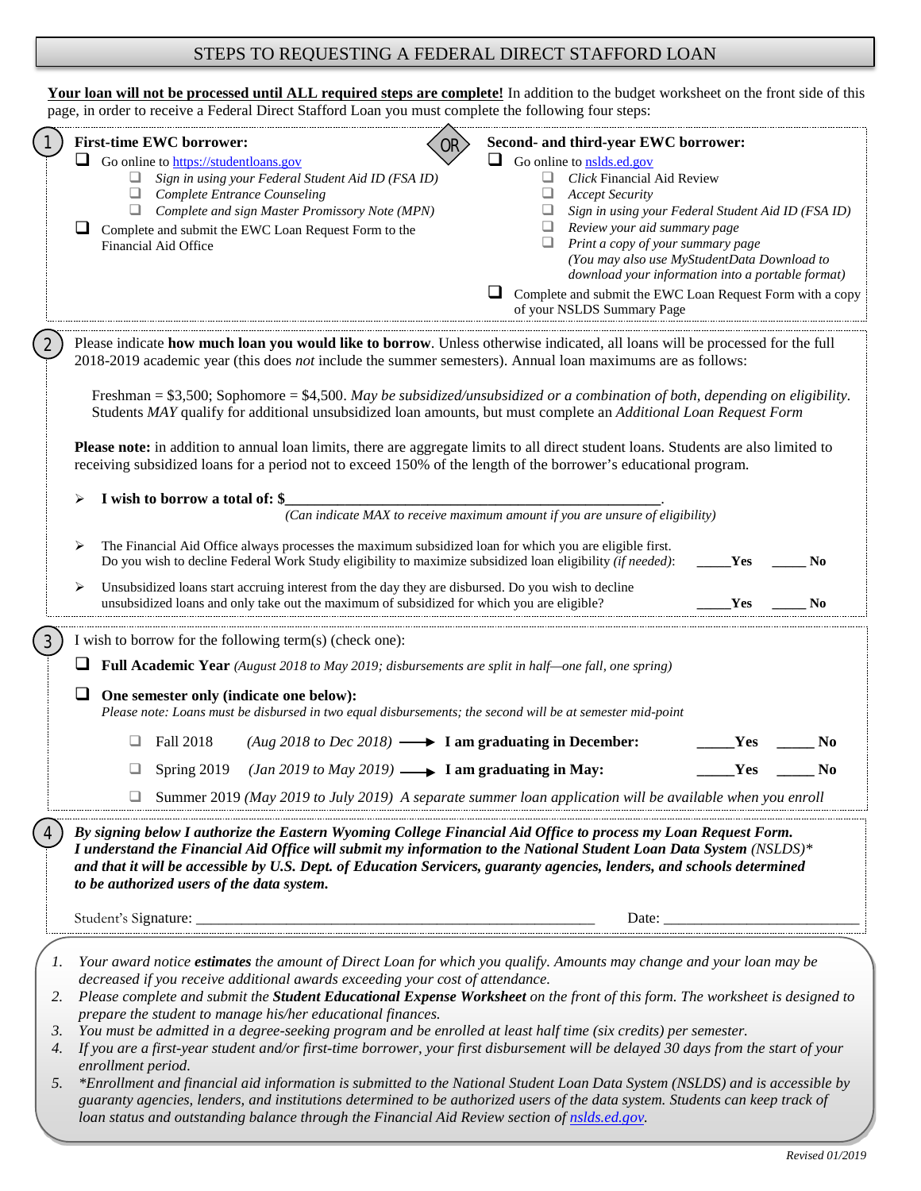# STEPS TO REQUESTING A FEDERAL DIRECT STAFFORD LOAN

**Your loan will not be processed until ALL required steps are complete!** In addition to the budget worksheet on the front side of this page, in order to receive a Federal Direct Stafford Loan you must complete the following four steps:

## 1

**First-time EWC borrower:**

- ❑ Go online to https://studentloans.gov
  - ❑ *Sign in using your Federal Student Aid ID (FSA ID)*
  - ❑ *Complete Entrance Counseling*
  - ❑ *Complete and sign Master Promissory Note (MPN)*
- ❑ Complete and submit the EWC Loan Request Form to the Financial Aid Office

**OR**

**Second- and third-year EWC borrower:**

- ❑ Go online to nslds.ed.gov
  - ❑ *Click* Financial Aid Review
  - ❑ *Accept Security*
  - ❑ *Sign in using your Federal Student Aid ID (FSA ID)*
  - ❑ *Review your aid summary page*
  - ❑ *Print a copy of your summary page (You may also use MyStudentData Download to download your information into a portable format)*
- ❑ Complete and submit the EWC Loan Request Form with a copy of your NSLDS Summary Page

## 2

Please indicate **how much loan you would like to borrow**. Unless otherwise indicated, all loans will be processed for the full 2018-2019 academic year (this does *not* include the summer semesters). Annual loan maximums are as follows:

Freshman = $3,500; Sophomore = $4,500. *May be subsidized/unsubsidized or a combination of both, depending on eligibility.* Students *MAY* qualify for additional unsubsidized loan amounts, but must complete an *Additional Loan Request Form*

**Please note:** in addition to annual loan limits, there are aggregate limits to all direct student loans. Students are also limited to receiving subsidized loans for a period not to exceed 150% of the length of the borrower's educational program.

- **I wish to borrow a total of: $**\_\_\_\_\_\_\_\_\_\_\_\_\_\_\_\_\_\_\_\_\_\_\_\_\_\_\_\_\_\_\_\_\_\_\_\_.
  *(Can indicate MAX to receive maximum amount if you are unsure of eligibility)*
- The Financial Aid Office always processes the maximum subsidized loan for which you are eligible first. Do you wish to decline Federal Work Study eligibility to maximize subsidized loan eligibility *(if needed)*: \_\_\_\_\_**Yes** \_\_\_\_\_ **No**
- Unsubsidized loans start accruing interest from the day they are disbursed. Do you wish to decline unsubsidized loans and only take out the maximum of subsidized for which you are eligible? \_\_\_\_\_**Yes** \_\_\_\_\_ **No**

## 3

I wish to borrow for the following term(s) (check one):

- ❑ **Full Academic Year** *(August 2018 to May 2019; disbursements are split in half—one fall, one spring)*
- ❑ **One semester only (indicate one below):**
  *Please note: Loans must be disbursed in two equal disbursements; the second will be at semester mid-point*
  - ❑ Fall 2018 *(Aug 2018 to Dec 2018)* ⟶ **I am graduating in December:** \_\_\_\_\_**Yes** \_\_\_\_\_ **No**
  - ❑ Spring 2019 *(Jan 2019 to May 2019)* ⟶ **I am graduating in May:** \_\_\_\_\_**Yes** \_\_\_\_\_ **No**
  - ❑ Summer 2019 *(May 2019 to July 2019) A separate summer loan application will be available when you enroll*

## 4

***By signing below I authorize the Eastern Wyoming College Financial Aid Office to process my Loan Request Form. I understand the Financial Aid Office will submit my information to the National Student Loan Data System** (NSLDS)\* **and that it will be accessible by U.S. Dept. of Education Servicers, guaranty agencies, lenders, and schools determined to be authorized users of the data system.***

Student's Signature: \_\_\_\_\_\_\_\_\_\_\_\_\_\_\_\_\_\_\_\_\_\_\_\_\_\_\_\_\_\_\_\_\_\_\_\_\_\_\_\_ Date: \_\_\_\_\_\_\_\_\_\_\_\_\_\_\_\_\_\_\_\_

1. *Your award notice **estimates** the amount of Direct Loan for which you qualify. Amounts may change and your loan may be decreased if you receive additional awards exceeding your cost of attendance.*
2. *Please complete and submit the **Student Educational Expense Worksheet** on the front of this form. The worksheet is designed to prepare the student to manage his/her educational finances.*
3. *You must be admitted in a degree-seeking program and be enrolled at least half time (six credits) per semester.*
4. *If you are a first-year student and/or first-time borrower, your first disbursement will be delayed 30 days from the start of your enrollment period.*
5. *\*Enrollment and financial aid information is submitted to the National Student Loan Data System (NSLDS) and is accessible by guaranty agencies, lenders, and institutions determined to be authorized users of the data system. Students can keep track of loan status and outstanding balance through the Financial Aid Review section of nslds.ed.gov.*

*Revised 01/2019*